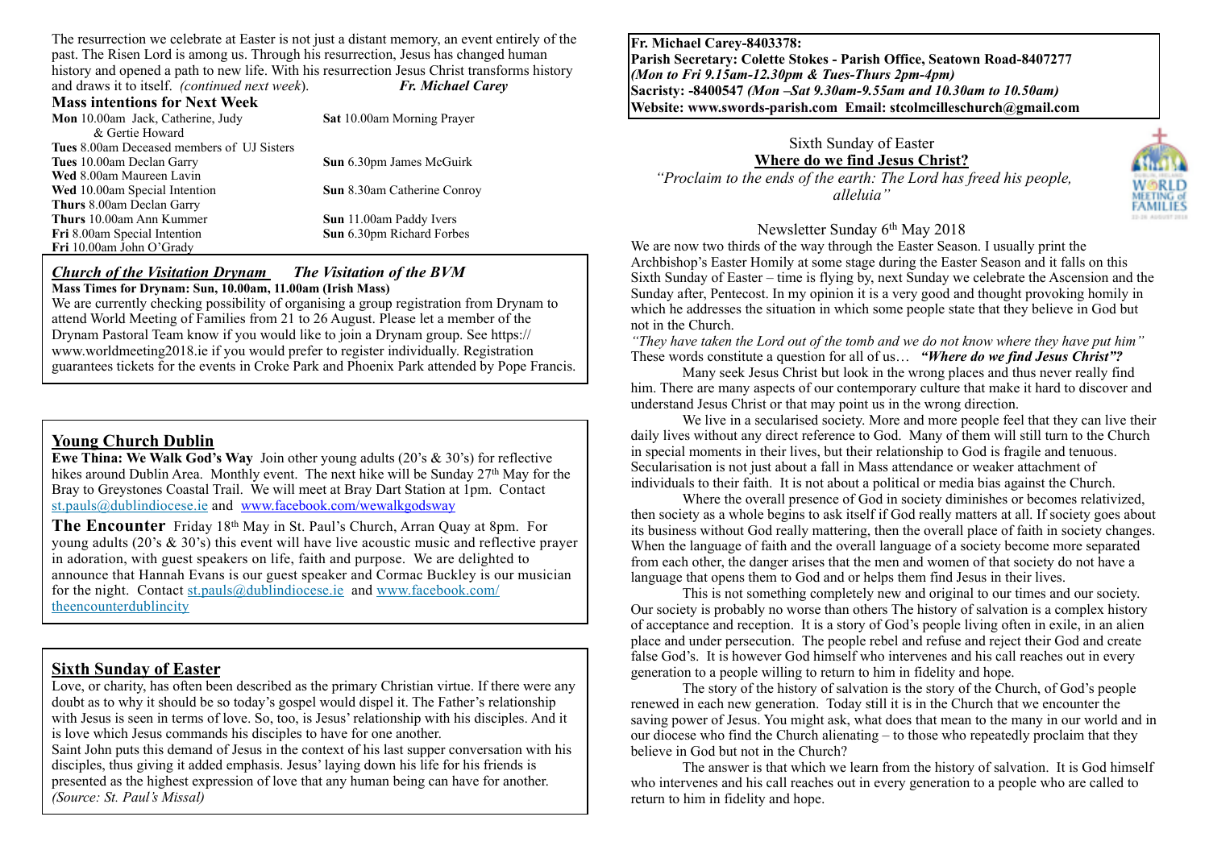The resurrection we celebrate at Easter is not just a distant memory, an event entirely of the past. The Risen Lord is among us. Through his resurrection, Jesus has changed human history and opened a path to new life. With his resurrection Jesus Christ transforms history and draws it to itself. *(continued next week*). ***Fr. Michael Carey***

**Mass intentions for Next Week**

**Mon** 10.00am Jack, Catherine, Judy & Gertie Howard
**Tues** 8.00am Deceased members of UJ Sisters
**Tues** 10.00am Declan Garry
**Wed** 8.00am Maureen Lavin
**Wed** 10.00am Special Intention
**Thurs** 8.00am Declan Garry
**Thurs** 10.00am Ann Kummer
**Fri** 8.00am Special Intention
**Fri** 10.00am John O'Grady
**Sat** 10.00am Morning Prayer
**Sun** 6.30pm James McGuirk
**Sun** 8.30am Catherine Conroy
**Sun** 11.00am Paddy Ivers
**Sun** 6.30pm Richard Forbes

## *Church of the Visitation Drynam* *The Visitation of the BVM*

**Mass Times for Drynam: Sun, 10.00am, 11.00am (Irish Mass)**

We are currently checking possibility of organising a group registration from Drynam to attend World Meeting of Families from 21 to 26 August. Please let a member of the Drynam Pastoral Team know if you would like to join a Drynam group. See https://www.worldmeeting2018.ie if you would prefer to register individually. Registration guarantees tickets for the events in Croke Park and Phoenix Park attended by Pope Francis.

## Young Church Dublin

**Ewe Thina: We Walk God's Way** Join other young adults (20's & 30's) for reflective hikes around Dublin Area. Monthly event. The next hike will be Sunday 27th May for the Bray to Greystones Coastal Trail. We will meet at Bray Dart Station at 1pm. Contact st.pauls@dublindiocese.ie and www.facebook.com/wewalkgodsway

**The Encounter** Friday 18th May in St. Paul's Church, Arran Quay at 8pm. For young adults (20's & 30's) this event will have live acoustic music and reflective prayer in adoration, with guest speakers on life, faith and purpose. We are delighted to announce that Hannah Evans is our guest speaker and Cormac Buckley is our musician for the night. Contact st.pauls@dublindiocese.ie and www.facebook.com/theencounterdublincity

## Sixth Sunday of Easter

Love, or charity, has often been described as the primary Christian virtue. If there were any doubt as to why it should be so today's gospel would dispel it. The Father's relationship with Jesus is seen in terms of love. So, too, is Jesus' relationship with his disciples. And it is love which Jesus commands his disciples to have for one another.

Saint John puts this demand of Jesus in the context of his last supper conversation with his disciples, thus giving it added emphasis. Jesus' laying down his life for his friends is presented as the highest expression of love that any human being can have for another. *(Source: St. Paul's Missal)*

**Fr. Michael Carey-8403378:**
**Parish Secretary: Colette Stokes - Parish Office, Seatown Road-8407277**
***(Mon to Fri 9.15am-12.30pm & Tues-Thurs 2pm-4pm)***
**Sacristy: -8400547 *(Mon –Sat 9.30am-9.55am and 10.30am to 10.50am)***
**Website: www.swords-parish.com Email: stcolmcilleschurch@gmail.com**

Sixth Sunday of Easter

**Where do we find Jesus Christ?**

*"Proclaim to the ends of the earth: The Lord has freed his people, alleluia"*

Newsletter Sunday 6th May 2018

We are now two thirds of the way through the Easter Season. I usually print the Archbishop's Easter Homily at some stage during the Easter Season and it falls on this Sixth Sunday of Easter – time is flying by, next Sunday we celebrate the Ascension and the Sunday after, Pentecost. In my opinion it is a very good and thought provoking homily in which he addresses the situation in which some people state that they believe in God but not in the Church.

*"They have taken the Lord out of the tomb and we do not know where they have put him"* These words constitute a question for all of us… ***"Where do we find Jesus Christ"?***

Many seek Jesus Christ but look in the wrong places and thus never really find him. There are many aspects of our contemporary culture that make it hard to discover and understand Jesus Christ or that may point us in the wrong direction.

We live in a secularised society. More and more people feel that they can live their daily lives without any direct reference to God. Many of them will still turn to the Church in special moments in their lives, but their relationship to God is fragile and tenuous. Secularisation is not just about a fall in Mass attendance or weaker attachment of individuals to their faith. It is not about a political or media bias against the Church.

Where the overall presence of God in society diminishes or becomes relativized, then society as a whole begins to ask itself if God really matters at all. If society goes about its business without God really mattering, then the overall place of faith in society changes. When the language of faith and the overall language of a society become more separated from each other, the danger arises that the men and women of that society do not have a language that opens them to God and or helps them find Jesus in their lives.

This is not something completely new and original to our times and our society. Our society is probably no worse than others The history of salvation is a complex history of acceptance and reception. It is a story of God's people living often in exile, in an alien place and under persecution. The people rebel and refuse and reject their God and create false God's. It is however God himself who intervenes and his call reaches out in every generation to a people willing to return to him in fidelity and hope.

The story of the history of salvation is the story of the Church, of God's people renewed in each new generation. Today still it is in the Church that we encounter the saving power of Jesus. You might ask, what does that mean to the many in our world and in our diocese who find the Church alienating – to those who repeatedly proclaim that they believe in God but not in the Church?

The answer is that which we learn from the history of salvation. It is God himself who intervenes and his call reaches out in every generation to a people who are called to return to him in fidelity and hope.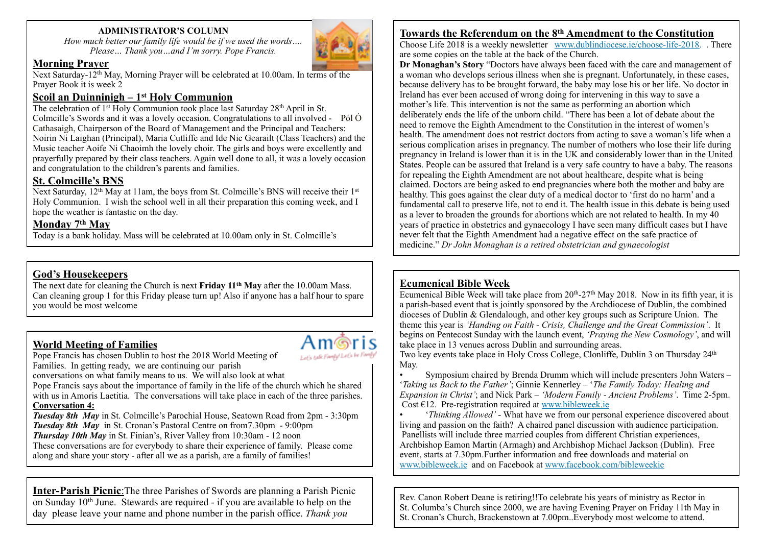**ADMINISTRATOR'S COLUMN**

*How much better our family life would be if we used the words…. Please… Thank you…and I'm sorry. Pope Francis.*

## Morning Prayer

Next Saturday-12th May, Morning Prayer will be celebrated at 10.00am. In terms of the Prayer Book it is week 2

## Scoil an Duinninigh – 1st Holy Communion

The celebration of 1st Holy Communion took place last Saturday 28th April in St. Colmcille's Swords and it was a lovely occasion. Congratulations to all involved - Pól Ó Cathasaigh, Chairperson of the Board of Management and the Principal and Teachers: Noirin Ni Laighan (Principal), Maria Cutliffe and Ide Nic Gearailt (Class Teachers) and the Music teacher Aoife Ni Chaoimh the lovely choir. The girls and boys were excellently and prayerfully prepared by their class teachers. Again well done to all, it was a lovely occasion and congratulation to the children's parents and families.

## St. Colmcille's BNS

Next Saturday, 12th May at 11am, the boys from St. Colmcille's BNS will receive their 1st Holy Communion. I wish the school well in all their preparation this coming week, and I hope the weather is fantastic on the day.

## Monday 7th May

Today is a bank holiday. Mass will be celebrated at 10.00am only in St. Colmcille's

## God's Housekeepers

The next date for cleaning the Church is next **Friday 11th May** after the 10.00am Mass. Can cleaning group 1 for this Friday please turn up! Also if anyone has a half hour to spare you would be most welcome

## World Meeting of Families

Pope Francis has chosen Dublin to host the 2018 World Meeting of Families. In getting ready, we are continuing our parish conversations on what family means to us. We will also look at what Pope Francis says about the importance of family in the life of the church which he shared with us in Amoris Laetitia. The conversations will take place in each of the three parishes.

**Conversation 4:**

***Tuesday 8th May*** in St. Colmcille's Parochial House, Seatown Road from 2pm - 3:30pm
***Tuesday 8th May*** in St. Cronan's Pastoral Centre on from7.30pm - 9:00pm
***Thursday 10th May*** in St. Finian's, River Valley from 10:30am - 12 noon

These conversations are for everybody to share their experience of family. Please come along and share your story - after all we as a parish, are a family of families!

**Inter-Parish Picnic**:The three Parishes of Swords are planning a Parish Picnic on Sunday 10th June. Stewards are required - if you are available to help on the day please leave your name and phone number in the parish office. *Thank you*

## Towards the Referendum on the 8th Amendment to the Constitution

Choose Life 2018 is a weekly newsletter www.dublindiocese.ie/choose-life-2018. . There are some copies on the table at the back of the Church.

**Dr Monaghan's Story** "Doctors have always been faced with the care and management of a woman who develops serious illness when she is pregnant. Unfortunately, in these cases, because delivery has to be brought forward, the baby may lose his or her life. No doctor in Ireland has ever been accused of wrong doing for intervening in this way to save a mother's life. This intervention is not the same as performing an abortion which deliberately ends the life of the unborn child. "There has been a lot of debate about the need to remove the Eighth Amendment to the Constitution in the interest of women's health. The amendment does not restrict doctors from acting to save a woman's life when a serious complication arises in pregnancy. The number of mothers who lose their life during pregnancy in Ireland is lower than it is in the UK and considerably lower than in the United States. People can be assured that Ireland is a very safe country to have a baby. The reasons for repealing the Eighth Amendment are not about healthcare, despite what is being claimed. Doctors are being asked to end pregnancies where both the mother and baby are healthy. This goes against the clear duty of a medical doctor to 'first do no harm' and a fundamental call to preserve life, not to end it. The health issue in this debate is being used as a lever to broaden the grounds for abortions which are not related to health. In my 40 years of practice in obstetrics and gynaecology I have seen many difficult cases but I have never felt that the Eighth Amendment had a negative effect on the safe practice of medicine." *Dr John Monaghan is a retired obstetrician and gynaecologist*

## Ecumenical Bible Week

Ecumenical Bible Week will take place from 20th-27th May 2018. Now in its fifth year, it is a parish-based event that is jointly sponsored by the Archdiocese of Dublin, the combined dioceses of Dublin & Glendalough, and other key groups such as Scripture Union. The theme this year is *'Handing on Faith - Crisis, Challenge and the Great Commission'*. It begins on Pentecost Sunday with the launch event, *'Praying the New Cosmology'*, and will take place in 13 venues across Dublin and surrounding areas.

Two key events take place in Holy Cross College, Clonliffe, Dublin 3 on Thursday 24th May.

- Symposium chaired by Brenda Drumm which will include presenters John Waters – '*Taking us Back to the Father'*; Ginnie Kennerley – '*The Family Today: Healing and Expansion in Christ'*; and Nick Park – *'Modern Family - Ancient Problems'*. Time 2-5pm. Cost €12. Pre-registration required at www.bibleweek.ie
- '*Thinking Allowed'* - What have we from our personal experience discovered about living and passion on the faith? A chaired panel discussion with audience participation. Panellists will include three married couples from different Christian experiences, Archbishop Eamon Martin (Armagh) and Archbishop Michael Jackson (Dublin). Free event, starts at 7.30pm.Further information and free downloads and material on www.bibleweek.ie and on Facebook at www.facebook.com/bibleweekie

Rev. Canon Robert Deane is retiring!!To celebrate his years of ministry as Rector in St. Columba's Church since 2000, we are having Evening Prayer on Friday 11th May in St. Cronan's Church, Brackenstown at 7.00pm..Everybody most welcome to attend.